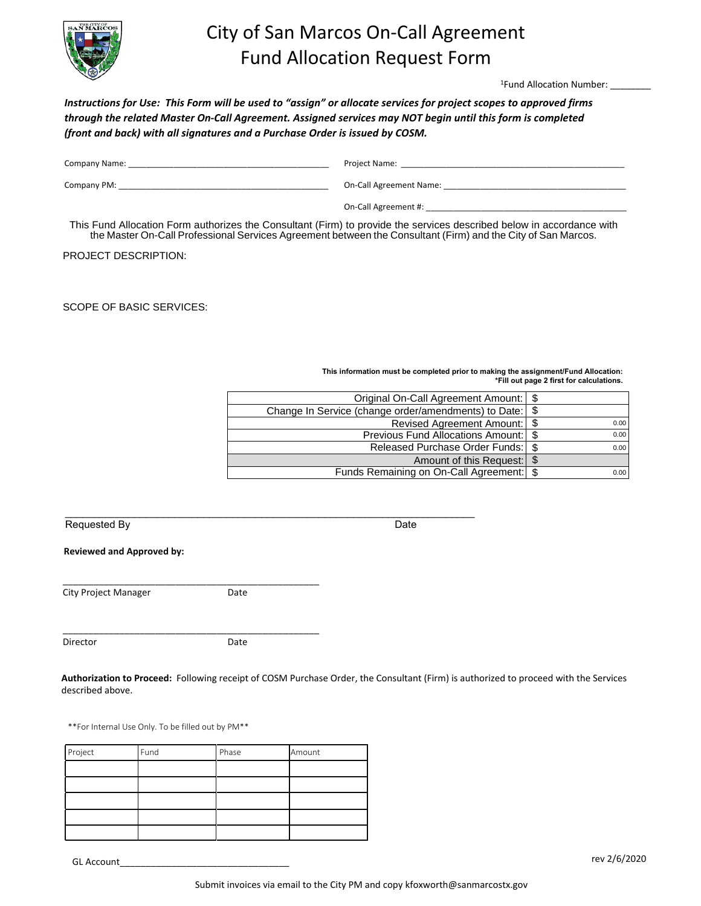# City of San Marcos On-Call Agreement
# Fund Allocation Request Form

[1]Fund Allocation Number: ________

***Instructions for Use: This Form will be used to "assign" or allocate services for project scopes to approved firms through the related Master On-Call Agreement. Assigned services may NOT begin until this form is completed (front and back) with all signatures and a Purchase Order is issued by COSM.***

Company Name: ____________________________________________

Project Name: _________________________________________________

Company PM: ______________________________________________

On-Call Agreement Name: __________________________________________

On-Call Agreement #: ______________________________________________

This Fund Allocation Form authorizes the Consultant (Firm) to provide the services described below in accordance with the Master On-Call Professional Services Agreement between the Consultant (Firm) and the City of San Marcos.

PROJECT DESCRIPTION:

SCOPE OF BASIC SERVICES:

**This information must be completed prior to making the assignment/Fund Allocation:**
**\*Fill out page 2 first for calculations.**

| | | |
|---|---|---|
| Original On-Call Agreement Amount: | $ | |
| Change In Service (change order/amendments) to Date: | $ | |
| Revised Agreement Amount: | $ | 0.00 |
| Previous Fund Allocations Amount: | $ | 0.00 |
| Released Purchase Order Funds: | $ | 0.00 |
| Amount of this Request: | $ | |
| Funds Remaining on On-Call Agreement: | $ | 0.00 |

_______________________________________________________________________

Requested By Date

**Reviewed and Approved by:**

_______________________________________________

City Project Manager Date

_______________________________________________

Director Date

**Authorization to Proceed:** Following receipt of COSM Purchase Order, the Consultant (Firm) is authorized to proceed with the Services described above.

\*\*For Internal Use Only. To be filled out by PM\*\*

| Project | Fund | Phase | Amount |
|---|---|---|---|
| | | | |
| | | | |
| | | | |
| | | | |
| | | | |

GL Account_________________________________

rev 2/6/2020

Submit invoices via email to the City PM and copy kfoxworth@sanmarcostx.gov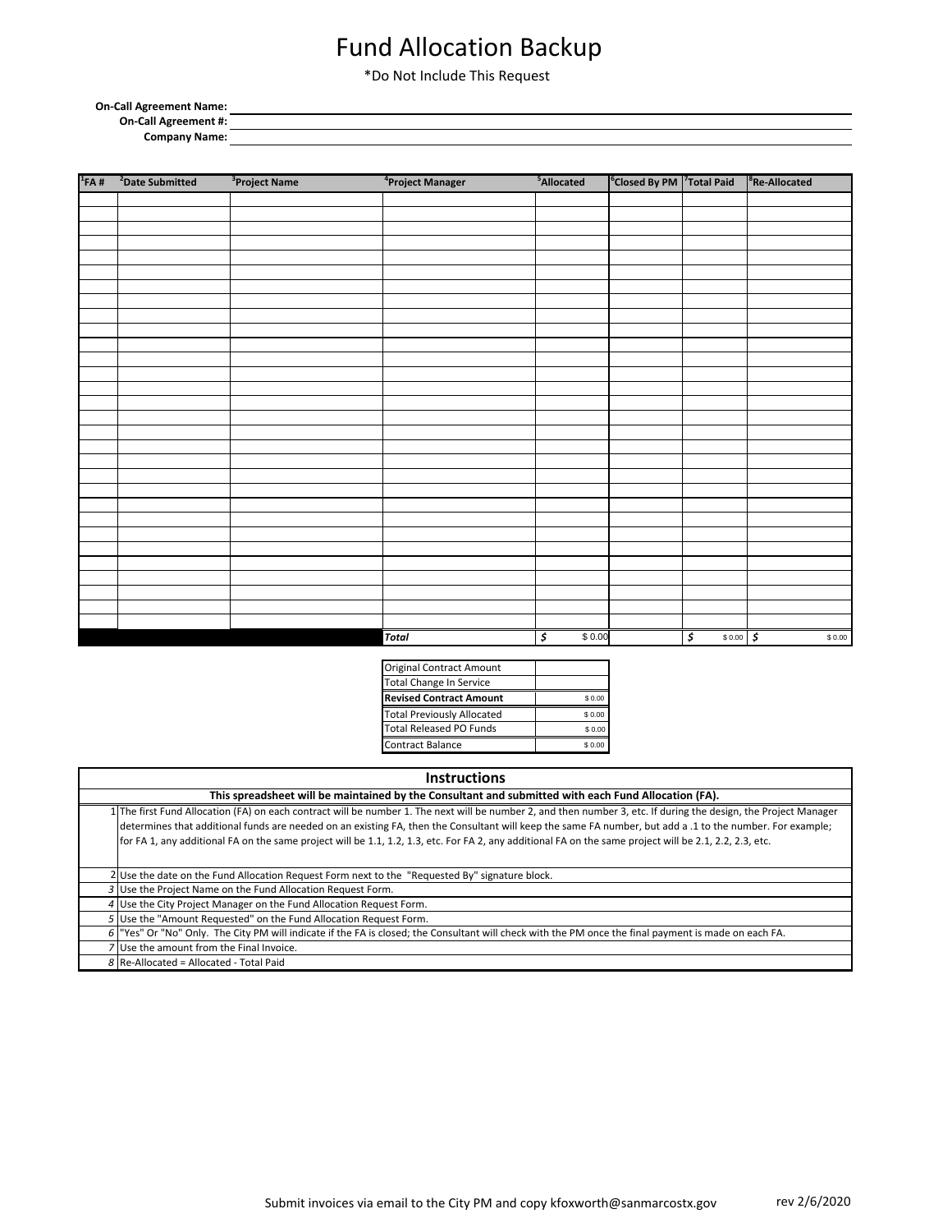# Fund Allocation Backup

*Do Not Include This Request

**On-Call Agreement Name:** ______________________

**On-Call Agreement #:** ______________________

**Company Name:** ______________________

| [1]FA # | [2]Date Submitted | [3]Project Name | [4]Project Manager | [5]Allocated | [6]Closed By PM | [7]Total Paid | [8]Re-Allocated |
|---|---|---|---|---|---|---|---|
| | | | | | | | |
| | | | | | | | |
| | | | | | | | |
| | | | | | | | |
| | | | | | | | |
| | | | | | | | |
| | | | | | | | |
| | | | | | | | |
| | | | | | | | |
| | | | | | | | |
| | | | | | | | |
| | | | | | | | |
| | | | | | | | |
| | | | | | | | |
| | | | | | | | |
| | | | | | | | |
| | | | | | | | |
| | | | | | | | |
| | | | | | | | |
| | | | | | | | |
| | | | | | | | |
| | | | | | | | |
| | | | | | | | |
| | | | | | | | |
| | | | | | | | |
| | | | | | | | |
| | | | | | | | |
| | | | | | | | |
| | | | | | | | |
| | | | | | | | |
| | | | | | | | |
| | | | ***Total*** | *$* $ 0.00 | | *$* $ 0.00 | *$* $ 0.00 |

| | |
|---|---|
| Original Contract Amount | |
| Total Change In Service | |
| **Revised Contract Amount** | $ 0.00 |
| Total Previously Allocated | $ 0.00 |
| Total Released PO Funds | $ 0.00 |
| Contract Balance | $ 0.00 |

## Instructions

**This spreadsheet will be maintained by the Consultant and submitted with each Fund Allocation (FA).**

| | |
|---|---|
| 1 | The first Fund Allocation (FA) on each contract will be number 1. The next will be number 2, and then number 3, etc. If during the design, the Project Manager determines that additional funds are needed on an existing FA, then the Consultant will keep the same FA number, but add a .1 to the number. For example; for FA 1, any additional FA on the same project will be 1.1, 1.2, 1.3, etc. For FA 2, any additional FA on the same project will be 2.1, 2.2, 2.3, etc. |
| 2 | Use the date on the Fund Allocation Request Form next to the "Requested By" signature block. |
| 3 | Use the Project Name on the Fund Allocation Request Form. |
| 4 | Use the City Project Manager on the Fund Allocation Request Form. |
| 5 | Use the "Amount Requested" on the Fund Allocation Request Form. |
| 6 | "Yes" Or "No" Only. The City PM will indicate if the FA is closed; the Consultant will check with the PM once the final payment is made on each FA. |
| 7 | Use the amount from the Final Invoice. |
| 8 | Re-Allocated = Allocated - Total Paid |

Submit invoices via email to the City PM and copy kfoxworth@sanmarcostx.gov

rev 2/6/2020